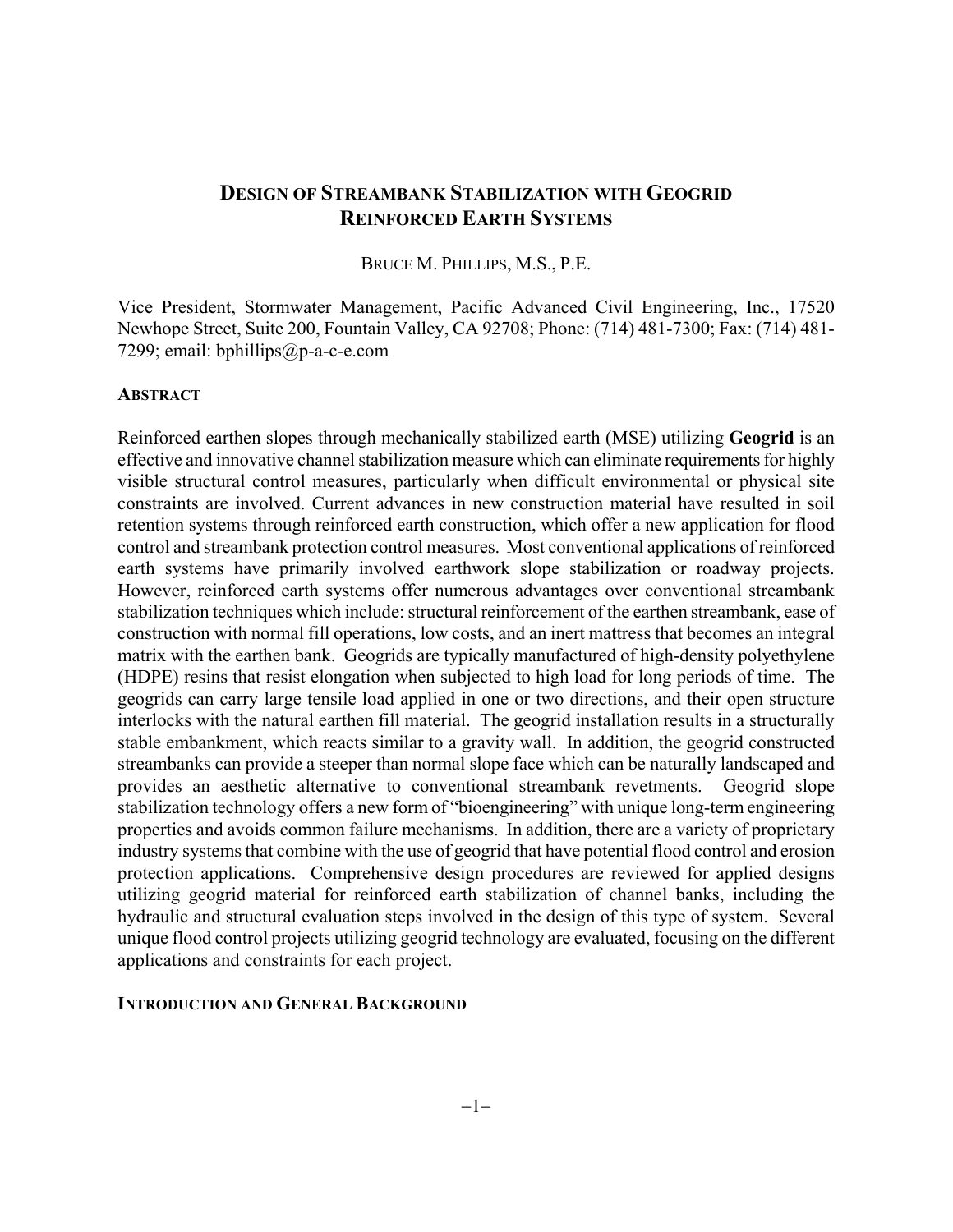# DESIGN OF STREAMBANK STABILIZATION WITH GEOGRID REINFORCED EARTH SYSTEMS

BRUCE M. PHILLIPS, M.S., P.E.

Vice President, Stormwater Management, Pacific Advanced Civil Engineering, Inc., 17520 Newhope Street, Suite 200, Fountain Valley, CA 92708; Phone: (714) 481-7300; Fax: (714) 481-7299; email: bphillips@p-a-c-e.com

## ABSTRACT

Reinforced earthen slopes through mechanically stabilized earth (MSE) utilizing **Geogrid** is an effective and innovative channel stabilization measure which can eliminate requirements for highly visible structural control measures, particularly when difficult environmental or physical site constraints are involved. Current advances in new construction material have resulted in soil retention systems through reinforced earth construction, which offer a new application for flood control and streambank protection control measures. Most conventional applications of reinforced earth systems have primarily involved earthwork slope stabilization or roadway projects. However, reinforced earth systems offer numerous advantages over conventional streambank stabilization techniques which include: structural reinforcement of the earthen streambank, ease of construction with normal fill operations, low costs, and an inert mattress that becomes an integral matrix with the earthen bank. Geogrids are typically manufactured of high-density polyethylene (HDPE) resins that resist elongation when subjected to high load for long periods of time. The geogrids can carry large tensile load applied in one or two directions, and their open structure interlocks with the natural earthen fill material. The geogrid installation results in a structurally stable embankment, which reacts similar to a gravity wall. In addition, the geogrid constructed streambanks can provide a steeper than normal slope face which can be naturally landscaped and provides an aesthetic alternative to conventional streambank revetments. Geogrid slope stabilization technology offers a new form of "bioengineering" with unique long-term engineering properties and avoids common failure mechanisms. In addition, there are a variety of proprietary industry systems that combine with the use of geogrid that have potential flood control and erosion protection applications. Comprehensive design procedures are reviewed for applied designs utilizing geogrid material for reinforced earth stabilization of channel banks, including the hydraulic and structural evaluation steps involved in the design of this type of system. Several unique flood control projects utilizing geogrid technology are evaluated, focusing on the different applications and constraints for each project.

## INTRODUCTION AND GENERAL BACKGROUND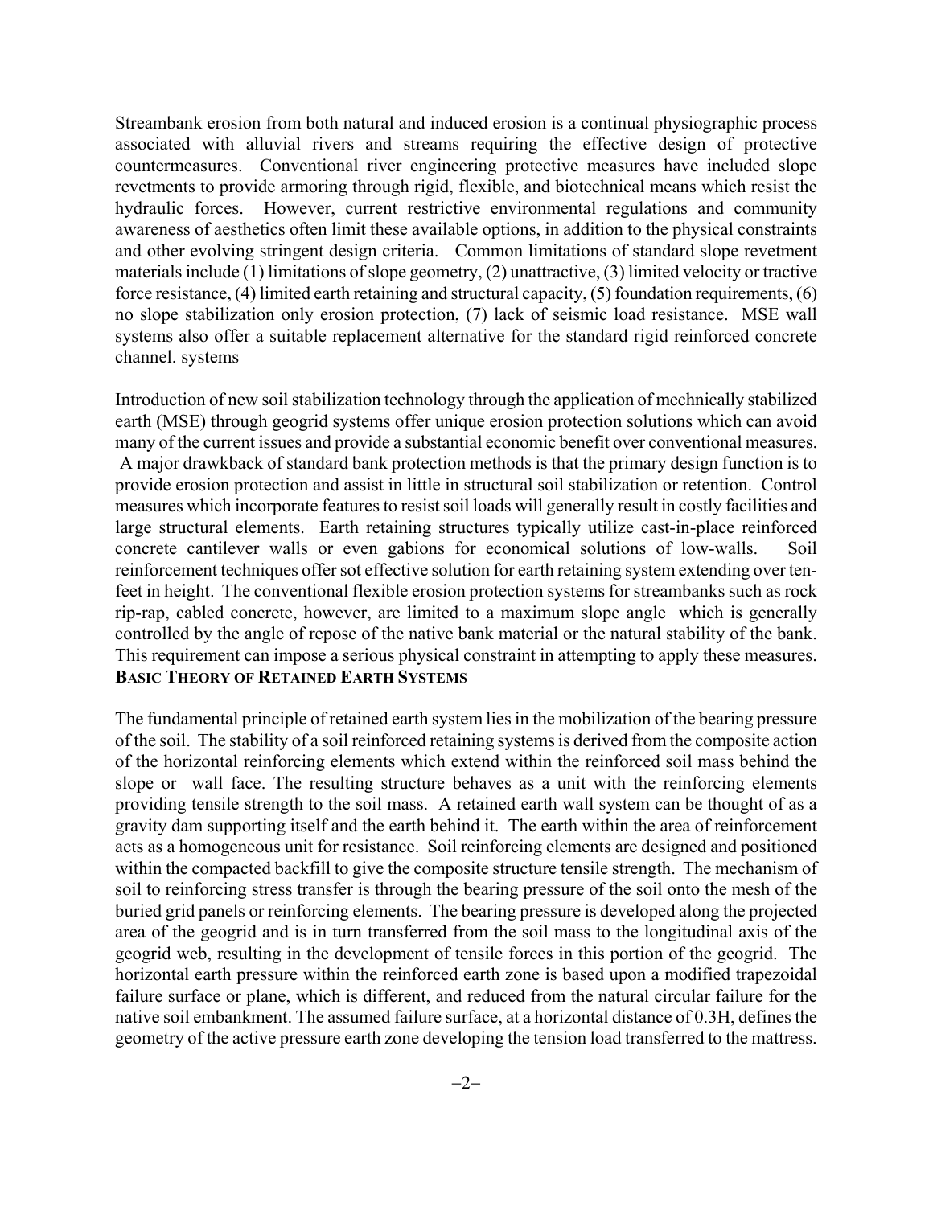Streambank erosion from both natural and induced erosion is a continual physiographic process associated with alluvial rivers and streams requiring the effective design of protective countermeasures. Conventional river engineering protective measures have included slope revetments to provide armoring through rigid, flexible, and biotechnical means which resist the hydraulic forces. However, current restrictive environmental regulations and community awareness of aesthetics often limit these available options, in addition to the physical constraints and other evolving stringent design criteria. Common limitations of standard slope revetment materials include (1) limitations of slope geometry, (2) unattractive, (3) limited velocity or tractive force resistance, (4) limited earth retaining and structural capacity, (5) foundation requirements, (6) no slope stabilization only erosion protection, (7) lack of seismic load resistance. MSE wall systems also offer a suitable replacement alternative for the standard rigid reinforced concrete channel. systems

Introduction of new soil stabilization technology through the application of mechnically stabilized earth (MSE) through geogrid systems offer unique erosion protection solutions which can avoid many of the current issues and provide a substantial economic benefit over conventional measures. A major drawkback of standard bank protection methods is that the primary design function is to provide erosion protection and assist in little in structural soil stabilization or retention. Control measures which incorporate features to resist soil loads will generally result in costly facilities and large structural elements. Earth retaining structures typically utilize cast-in-place reinforced concrete cantilever walls or even gabions for economical solutions of low-walls. Soil reinforcement techniques offer sot effective solution for earth retaining system extending over ten-feet in height. The conventional flexible erosion protection systems for streambanks such as rock rip-rap, cabled concrete, however, are limited to a maximum slope angle which is generally controlled by the angle of repose of the native bank material or the natural stability of the bank. This requirement can impose a serious physical constraint in attempting to apply these measures.

**BASIC THEORY OF RETAINED EARTH SYSTEMS**

The fundamental principle of retained earth system lies in the mobilization of the bearing pressure of the soil. The stability of a soil reinforced retaining systems is derived from the composite action of the horizontal reinforcing elements which extend within the reinforced soil mass behind the slope or wall face. The resulting structure behaves as a unit with the reinforcing elements providing tensile strength to the soil mass. A retained earth wall system can be thought of as a gravity dam supporting itself and the earth behind it. The earth within the area of reinforcement acts as a homogeneous unit for resistance. Soil reinforcing elements are designed and positioned within the compacted backfill to give the composite structure tensile strength. The mechanism of soil to reinforcing stress transfer is through the bearing pressure of the soil onto the mesh of the buried grid panels or reinforcing elements. The bearing pressure is developed along the projected area of the geogrid and is in turn transferred from the soil mass to the longitudinal axis of the geogrid web, resulting in the development of tensile forces in this portion of the geogrid. The horizontal earth pressure within the reinforced earth zone is based upon a modified trapezoidal failure surface or plane, which is different, and reduced from the natural circular failure for the native soil embankment. The assumed failure surface, at a horizontal distance of 0.3H, defines the geometry of the active pressure earth zone developing the tension load transferred to the mattress.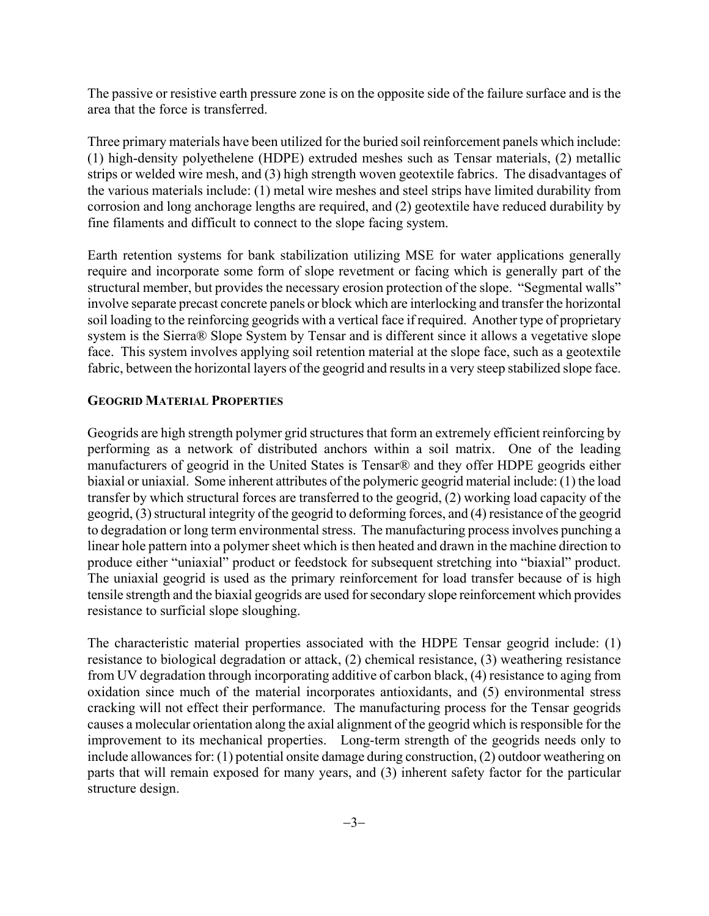The passive or resistive earth pressure zone is on the opposite side of the failure surface and is the area that the force is transferred.

Three primary materials have been utilized for the buried soil reinforcement panels which include: (1) high-density polyethelene (HDPE) extruded meshes such as Tensar materials, (2) metallic strips or welded wire mesh, and (3) high strength woven geotextile fabrics. The disadvantages of the various materials include: (1) metal wire meshes and steel strips have limited durability from corrosion and long anchorage lengths are required, and (2) geotextile have reduced durability by fine filaments and difficult to connect to the slope facing system.

Earth retention systems for bank stabilization utilizing MSE for water applications generally require and incorporate some form of slope revetment or facing which is generally part of the structural member, but provides the necessary erosion protection of the slope. "Segmental walls" involve separate precast concrete panels or block which are interlocking and transfer the horizontal soil loading to the reinforcing geogrids with a vertical face if required. Another type of proprietary system is the Sierra® Slope System by Tensar and is different since it allows a vegetative slope face. This system involves applying soil retention material at the slope face, such as a geotextile fabric, between the horizontal layers of the geogrid and results in a very steep stabilized slope face.

## GEOGRID MATERIAL PROPERTIES

Geogrids are high strength polymer grid structures that form an extremely efficient reinforcing by performing as a network of distributed anchors within a soil matrix. One of the leading manufacturers of geogrid in the United States is Tensar® and they offer HDPE geogrids either biaxial or uniaxial. Some inherent attributes of the polymeric geogrid material include: (1) the load transfer by which structural forces are transferred to the geogrid, (2) working load capacity of the geogrid, (3) structural integrity of the geogrid to deforming forces, and (4) resistance of the geogrid to degradation or long term environmental stress. The manufacturing process involves punching a linear hole pattern into a polymer sheet which is then heated and drawn in the machine direction to produce either "uniaxial" product or feedstock for subsequent stretching into "biaxial" product. The uniaxial geogrid is used as the primary reinforcement for load transfer because of is high tensile strength and the biaxial geogrids are used for secondary slope reinforcement which provides resistance to surficial slope sloughing.

The characteristic material properties associated with the HDPE Tensar geogrid include: (1) resistance to biological degradation or attack, (2) chemical resistance, (3) weathering resistance from UV degradation through incorporating additive of carbon black, (4) resistance to aging from oxidation since much of the material incorporates antioxidants, and (5) environmental stress cracking will not effect their performance. The manufacturing process for the Tensar geogrids causes a molecular orientation along the axial alignment of the geogrid which is responsible for the improvement to its mechanical properties. Long-term strength of the geogrids needs only to include allowances for: (1) potential onsite damage during construction, (2) outdoor weathering on parts that will remain exposed for many years, and (3) inherent safety factor for the particular structure design.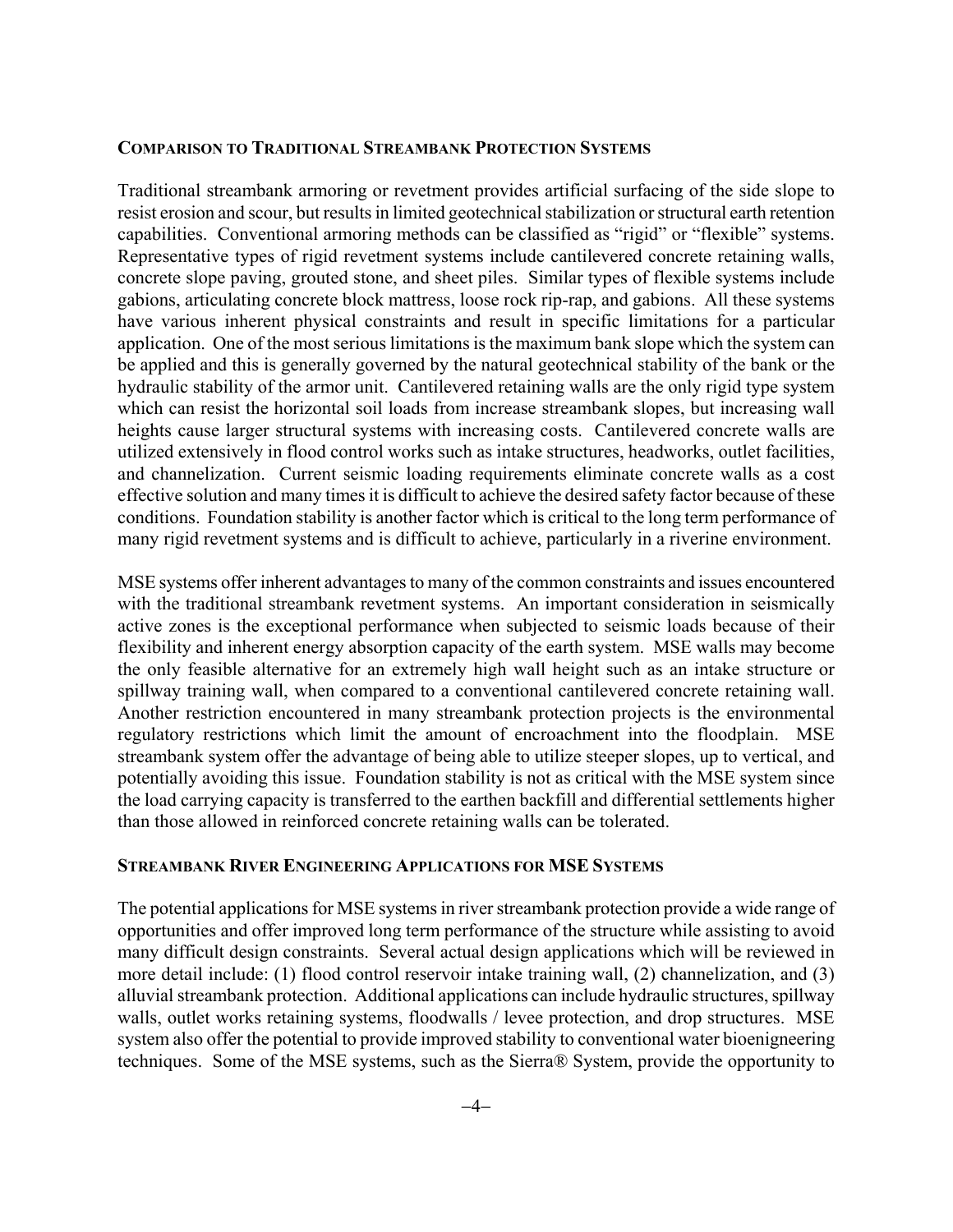## Comparison to Traditional Streambank Protection Systems

Traditional streambank armoring or revetment provides artificial surfacing of the side slope to resist erosion and scour, but results in limited geotechnical stabilization or structural earth retention capabilities. Conventional armoring methods can be classified as "rigid" or "flexible" systems. Representative types of rigid revetment systems include cantilevered concrete retaining walls, concrete slope paving, grouted stone, and sheet piles. Similar types of flexible systems include gabions, articulating concrete block mattress, loose rock rip-rap, and gabions. All these systems have various inherent physical constraints and result in specific limitations for a particular application. One of the most serious limitations is the maximum bank slope which the system can be applied and this is generally governed by the natural geotechnical stability of the bank or the hydraulic stability of the armor unit. Cantilevered retaining walls are the only rigid type system which can resist the horizontal soil loads from increase streambank slopes, but increasing wall heights cause larger structural systems with increasing costs. Cantilevered concrete walls are utilized extensively in flood control works such as intake structures, headworks, outlet facilities, and channelization. Current seismic loading requirements eliminate concrete walls as a cost effective solution and many times it is difficult to achieve the desired safety factor because of these conditions. Foundation stability is another factor which is critical to the long term performance of many rigid revetment systems and is difficult to achieve, particularly in a riverine environment.

MSE systems offer inherent advantages to many of the common constraints and issues encountered with the traditional streambank revetment systems. An important consideration in seismically active zones is the exceptional performance when subjected to seismic loads because of their flexibility and inherent energy absorption capacity of the earth system. MSE walls may become the only feasible alternative for an extremely high wall height such as an intake structure or spillway training wall, when compared to a conventional cantilevered concrete retaining wall. Another restriction encountered in many streambank protection projects is the environmental regulatory restrictions which limit the amount of encroachment into the floodplain. MSE streambank system offer the advantage of being able to utilize steeper slopes, up to vertical, and potentially avoiding this issue. Foundation stability is not as critical with the MSE system since the load carrying capacity is transferred to the earthen backfill and differential settlements higher than those allowed in reinforced concrete retaining walls can be tolerated.

## Streambank River Engineering Applications for MSE Systems

The potential applications for MSE systems in river streambank protection provide a wide range of opportunities and offer improved long term performance of the structure while assisting to avoid many difficult design constraints. Several actual design applications which will be reviewed in more detail include: (1) flood control reservoir intake training wall, (2) channelization, and (3) alluvial streambank protection. Additional applications can include hydraulic structures, spillway walls, outlet works retaining systems, floodwalls / levee protection, and drop structures. MSE system also offer the potential to provide improved stability to conventional water bioenigneering techniques. Some of the MSE systems, such as the Sierra® System, provide the opportunity to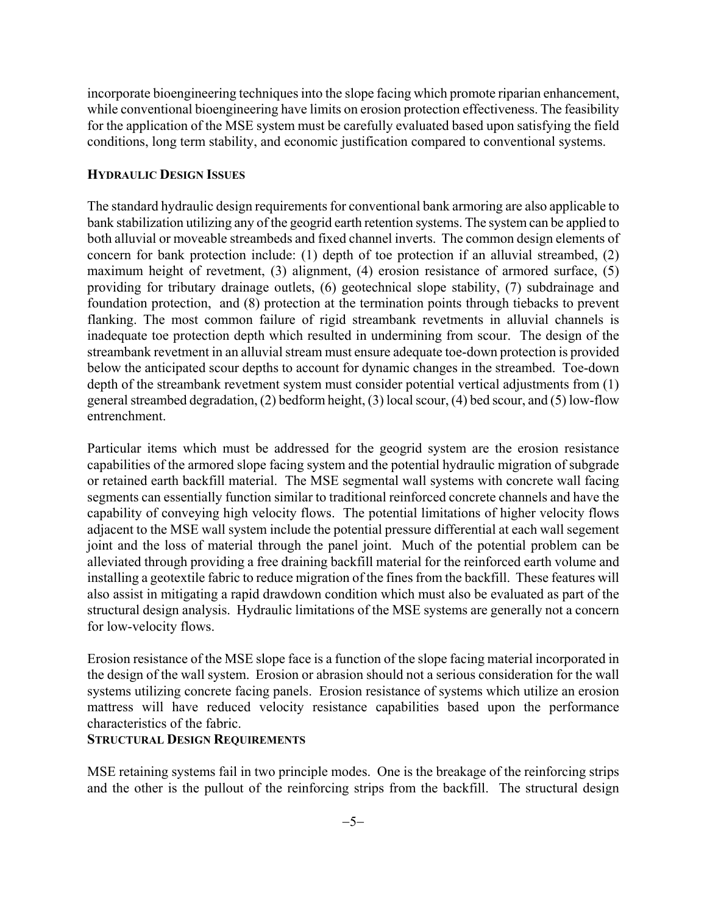incorporate bioengineering techniques into the slope facing which promote riparian enhancement, while conventional bioengineering have limits on erosion protection effectiveness. The feasibility for the application of the MSE system must be carefully evaluated based upon satisfying the field conditions, long term stability, and economic justification compared to conventional systems.

## HYDRAULIC DESIGN ISSUES

The standard hydraulic design requirements for conventional bank armoring are also applicable to bank stabilization utilizing any of the geogrid earth retention systems. The system can be applied to both alluvial or moveable streambeds and fixed channel inverts. The common design elements of concern for bank protection include: (1) depth of toe protection if an alluvial streambed, (2) maximum height of revetment, (3) alignment, (4) erosion resistance of armored surface, (5) providing for tributary drainage outlets, (6) geotechnical slope stability, (7) subdrainage and foundation protection, and (8) protection at the termination points through tiebacks to prevent flanking. The most common failure of rigid streambank revetments in alluvial channels is inadequate toe protection depth which resulted in undermining from scour. The design of the streambank revetment in an alluvial stream must ensure adequate toe-down protection is provided below the anticipated scour depths to account for dynamic changes in the streambed. Toe-down depth of the streambank revetment system must consider potential vertical adjustments from (1) general streambed degradation, (2) bedform height, (3) local scour, (4) bed scour, and (5) low-flow entrenchment.

Particular items which must be addressed for the geogrid system are the erosion resistance capabilities of the armored slope facing system and the potential hydraulic migration of subgrade or retained earth backfill material. The MSE segmental wall systems with concrete wall facing segments can essentially function similar to traditional reinforced concrete channels and have the capability of conveying high velocity flows. The potential limitations of higher velocity flows adjacent to the MSE wall system include the potential pressure differential at each wall segement joint and the loss of material through the panel joint. Much of the potential problem can be alleviated through providing a free draining backfill material for the reinforced earth volume and installing a geotextile fabric to reduce migration of the fines from the backfill. These features will also assist in mitigating a rapid drawdown condition which must also be evaluated as part of the structural design analysis. Hydraulic limitations of the MSE systems are generally not a concern for low-velocity flows.

Erosion resistance of the MSE slope face is a function of the slope facing material incorporated in the design of the wall system. Erosion or abrasion should not a serious consideration for the wall systems utilizing concrete facing panels. Erosion resistance of systems which utilize an erosion mattress will have reduced velocity resistance capabilities based upon the performance characteristics of the fabric.

## STRUCTURAL DESIGN REQUIREMENTS

MSE retaining systems fail in two principle modes. One is the breakage of the reinforcing strips and the other is the pullout of the reinforcing strips from the backfill. The structural design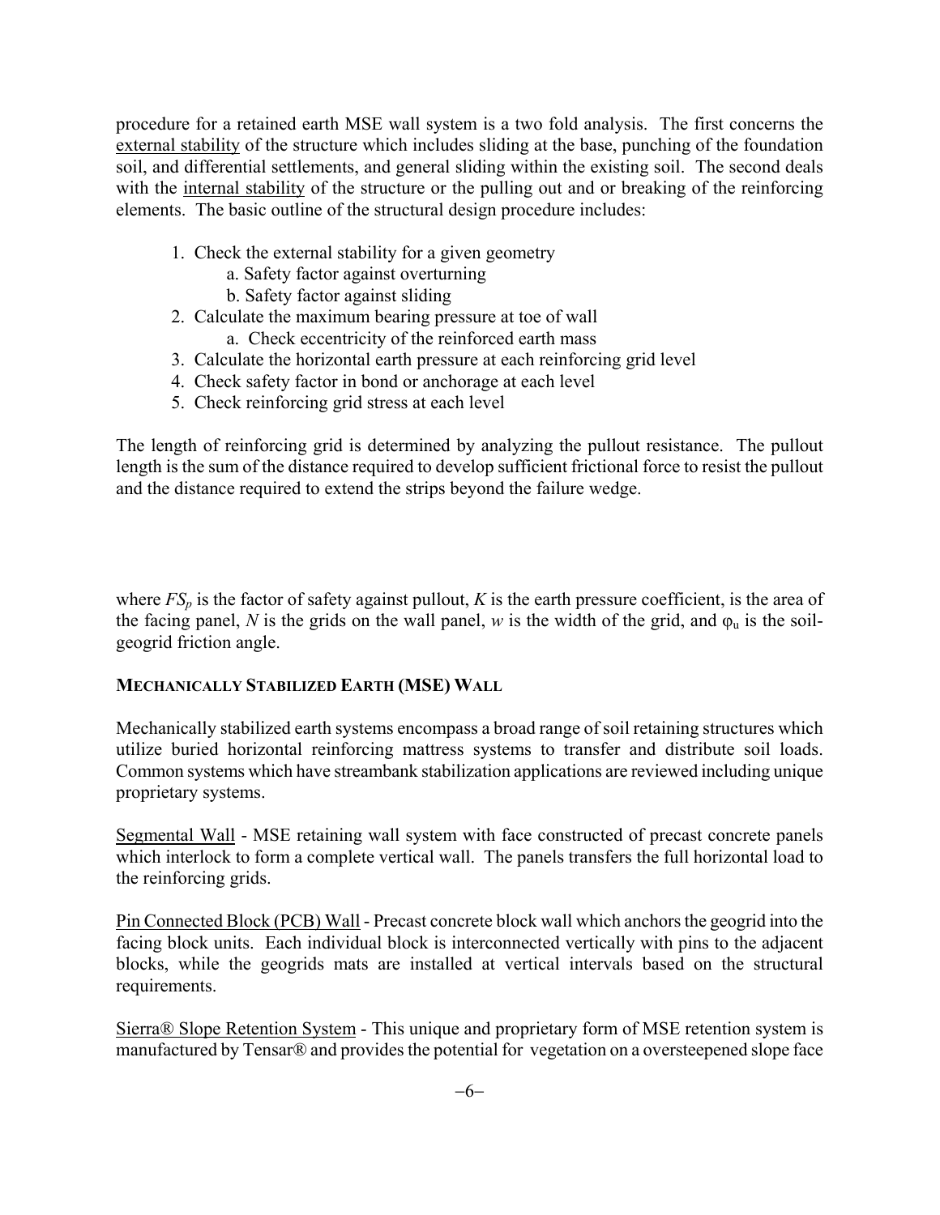procedure for a retained earth MSE wall system is a two fold analysis. The first concerns the external stability of the structure which includes sliding at the base, punching of the foundation soil, and differential settlements, and general sliding within the existing soil. The second deals with the internal stability of the structure or the pulling out and or breaking of the reinforcing elements. The basic outline of the structural design procedure includes:

1. Check the external stability for a given geometry
    a. Safety factor against overturning
    b. Safety factor against sliding
2. Calculate the maximum bearing pressure at toe of wall
    a. Check eccentricity of the reinforced earth mass
3. Calculate the horizontal earth pressure at each reinforcing grid level
4. Check safety factor in bond or anchorage at each level
5. Check reinforcing grid stress at each level

The length of reinforcing grid is determined by analyzing the pullout resistance. The pullout length is the sum of the distance required to develop sufficient frictional force to resist the pullout and the distance required to extend the strips beyond the failure wedge.

where $FS_p$ is the factor of safety against pullout, $K$ is the earth pressure coefficient, is the area of the facing panel, $N$ is the grids on the wall panel, $w$ is the width of the grid, and $\varphi_u$ is the soil-geogrid friction angle.

## MECHANICALLY STABILIZED EARTH (MSE) WALL

Mechanically stabilized earth systems encompass a broad range of soil retaining structures which utilize buried horizontal reinforcing mattress systems to transfer and distribute soil loads. Common systems which have streambank stabilization applications are reviewed including unique proprietary systems.

Segmental Wall - MSE retaining wall system with face constructed of precast concrete panels which interlock to form a complete vertical wall. The panels transfers the full horizontal load to the reinforcing grids.

Pin Connected Block (PCB) Wall - Precast concrete block wall which anchors the geogrid into the facing block units. Each individual block is interconnected vertically with pins to the adjacent blocks, while the geogrids mats are installed at vertical intervals based on the structural requirements.

Sierra® Slope Retention System - This unique and proprietary form of MSE retention system is manufactured by Tensar® and provides the potential for vegetation on a oversteepened slope face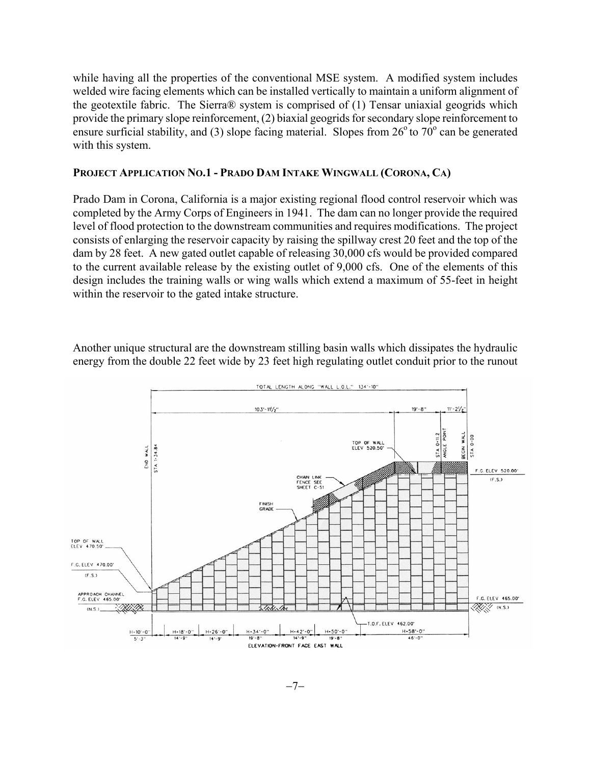while having all the properties of the conventional MSE system. A modified system includes welded wire facing elements which can be installed vertically to maintain a uniform alignment of the geotextile fabric. The Sierra® system is comprised of (1) Tensar uniaxial geogrids which provide the primary slope reinforcement, (2) biaxial geogrids for secondary slope reinforcement to ensure surficial stability, and (3) slope facing material. Slopes from 26° to 70° can be generated with this system.

### PROJECT APPLICATION NO.1 - PRADO DAM INTAKE WINGWALL (CORONA, CA)

Prado Dam in Corona, California is a major existing regional flood control reservoir which was completed by the Army Corps of Engineers in 1941. The dam can no longer provide the required level of flood protection to the downstream communities and requires modifications. The project consists of enlarging the reservoir capacity by raising the spillway crest 20 feet and the top of the dam by 28 feet. A new gated outlet capable of releasing 30,000 cfs would be provided compared to the current available release by the existing outlet of 9,000 cfs. One of the elements of this design includes the training walls or wing walls which extend a maximum of 55-feet in height within the reservoir to the gated intake structure.

Another unique structural are the downstream stilling basin walls which dissipates the hydraulic energy from the double 22 feet wide by 23 feet high regulating outlet conduit prior to the runout

ELEVATION-FRONT FACE EAST WALL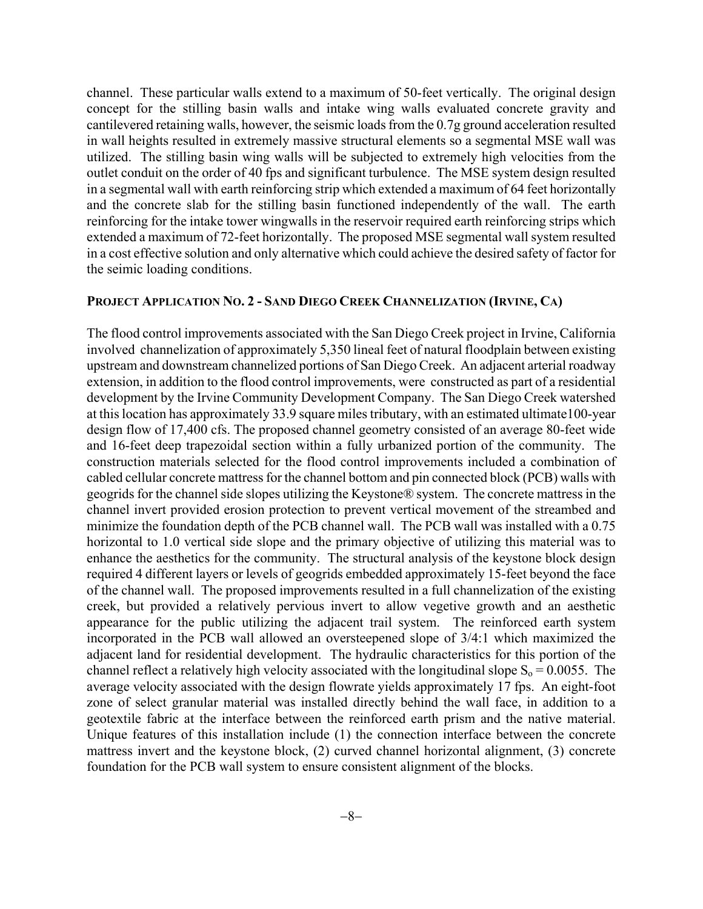channel. These particular walls extend to a maximum of 50-feet vertically. The original design concept for the stilling basin walls and intake wing walls evaluated concrete gravity and cantilevered retaining walls, however, the seismic loads from the 0.7g ground acceleration resulted in wall heights resulted in extremely massive structural elements so a segmental MSE wall was utilized. The stilling basin wing walls will be subjected to extremely high velocities from the outlet conduit on the order of 40 fps and significant turbulence. The MSE system design resulted in a segmental wall with earth reinforcing strip which extended a maximum of 64 feet horizontally and the concrete slab for the stilling basin functioned independently of the wall. The earth reinforcing for the intake tower wingwalls in the reservoir required earth reinforcing strips which extended a maximum of 72-feet horizontally. The proposed MSE segmental wall system resulted in a cost effective solution and only alternative which could achieve the desired safety of factor for the seimic loading conditions.

### PROJECT APPLICATION NO. 2 - SAND DIEGO CREEK CHANNELIZATION (IRVINE, CA)

The flood control improvements associated with the San Diego Creek project in Irvine, California involved channelization of approximately 5,350 lineal feet of natural floodplain between existing upstream and downstream channelized portions of San Diego Creek. An adjacent arterial roadway extension, in addition to the flood control improvements, were constructed as part of a residential development by the Irvine Community Development Company. The San Diego Creek watershed at this location has approximately 33.9 square miles tributary, with an estimated ultimate100-year design flow of 17,400 cfs. The proposed channel geometry consisted of an average 80-feet wide and 16-feet deep trapezoidal section within a fully urbanized portion of the community. The construction materials selected for the flood control improvements included a combination of cabled cellular concrete mattress for the channel bottom and pin connected block (PCB) walls with geogrids for the channel side slopes utilizing the Keystone® system. The concrete mattress in the channel invert provided erosion protection to prevent vertical movement of the streambed and minimize the foundation depth of the PCB channel wall. The PCB wall was installed with a 0.75 horizontal to 1.0 vertical side slope and the primary objective of utilizing this material was to enhance the aesthetics for the community. The structural analysis of the keystone block design required 4 different layers or levels of geogrids embedded approximately 15-feet beyond the face of the channel wall. The proposed improvements resulted in a full channelization of the existing creek, but provided a relatively pervious invert to allow vegetive growth and an aesthetic appearance for the public utilizing the adjacent trail system. The reinforced earth system incorporated in the PCB wall allowed an oversteepened slope of 3/4:1 which maximized the adjacent land for residential development. The hydraulic characteristics for this portion of the channel reflect a relatively high velocity associated with the longitudinal slope $S_o = 0.0055$. The average velocity associated with the design flowrate yields approximately 17 fps. An eight-foot zone of select granular material was installed directly behind the wall face, in addition to a geotextile fabric at the interface between the reinforced earth prism and the native material. Unique features of this installation include (1) the connection interface between the concrete mattress invert and the keystone block, (2) curved channel horizontal alignment, (3) concrete foundation for the PCB wall system to ensure consistent alignment of the blocks.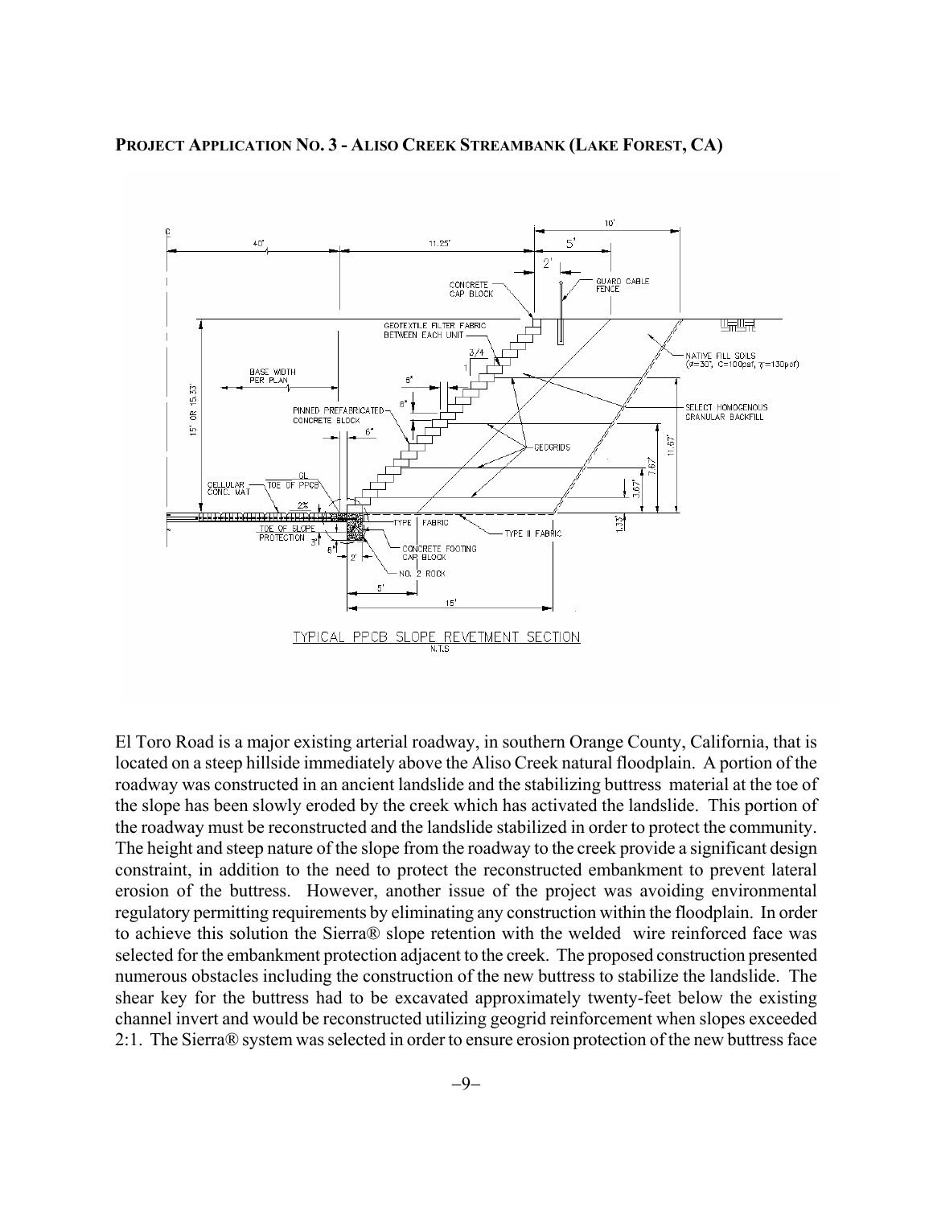**PROJECT APPLICATION NO. 3 - ALISO CREEK STREAMBANK (LAKE FOREST, CA)**

TYPICAL PPCB SLOPE REVETMENT SECTION
N.T.S

El Toro Road is a major existing arterial roadway, in southern Orange County, California, that is located on a steep hillside immediately above the Aliso Creek natural floodplain. A portion of the roadway was constructed in an ancient landslide and the stabilizing buttress material at the toe of the slope has been slowly eroded by the creek which has activated the landslide. This portion of the roadway must be reconstructed and the landslide stabilized in order to protect the community. The height and steep nature of the slope from the roadway to the creek provide a significant design constraint, in addition to the need to protect the reconstructed embankment to prevent lateral erosion of the buttress. However, another issue of the project was avoiding environmental regulatory permitting requirements by eliminating any construction within the floodplain. In order to achieve this solution the Sierra® slope retention with the welded wire reinforced face was selected for the embankment protection adjacent to the creek. The proposed construction presented numerous obstacles including the construction of the new buttress to stabilize the landslide. The shear key for the buttress had to be excavated approximately twenty-feet below the existing channel invert and would be reconstructed utilizing geogrid reinforcement when slopes exceeded 2:1. The Sierra® system was selected in order to ensure erosion protection of the new buttress face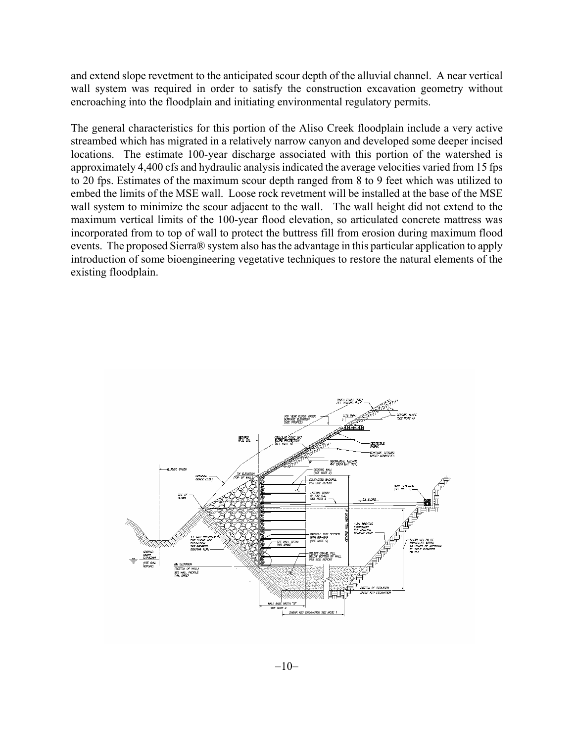and extend slope revetment to the anticipated scour depth of the alluvial channel. A near vertical wall system was required in order to satisfy the construction excavation geometry without encroaching into the floodplain and initiating environmental regulatory permits.

The general characteristics for this portion of the Aliso Creek floodplain include a very active streambed which has migrated in a relatively narrow canyon and developed some deeper incised locations. The estimate 100-year discharge associated with this portion of the watershed is approximately 4,400 cfs and hydraulic analysis indicated the average velocities varied from 15 fps to 20 fps. Estimates of the maximum scour depth ranged from 8 to 9 feet which was utilized to embed the limits of the MSE wall. Loose rock revetment will be installed at the base of the MSE wall system to minimize the scour adjacent to the wall. The wall height did not extend to the maximum vertical limits of the 100-year flood elevation, so articulated concrete mattress was incorporated from to top of wall to protect the buttress fill from erosion during maximum flood events. The proposed Sierra® system also has the advantage in this particular application to apply introduction of some bioengineering vegetative techniques to restore the natural elements of the existing floodplain.